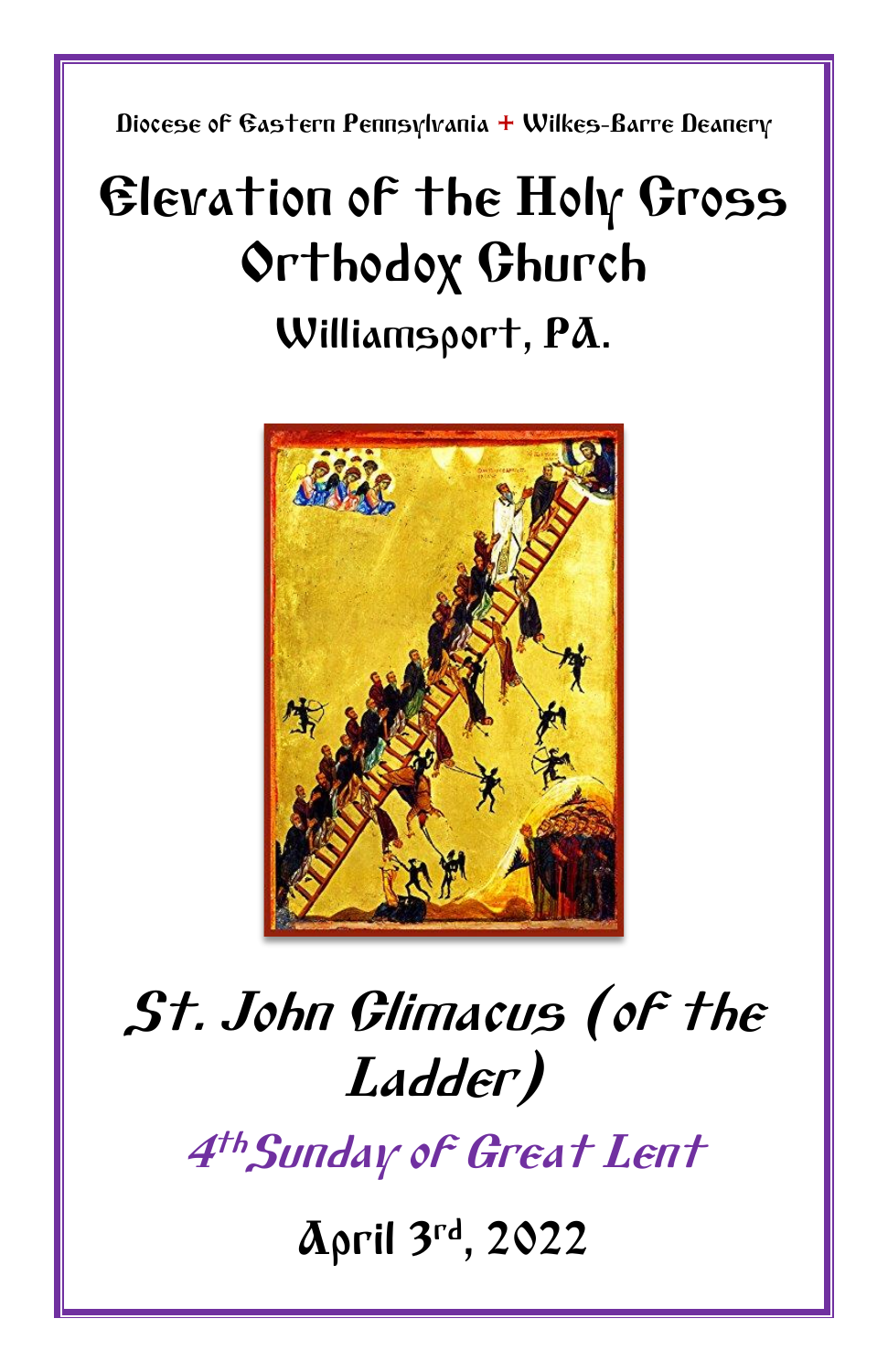Diocese of Eastern Pennsylvania + Wilkes-Barre Deanery

# Elevation of the Holy Cross Orthodox Church

## Williamsport, PA.

## *St. John Climacus (of the Ladder)*

### *4th Sunday of Great Lent*

## April 3rd, 2022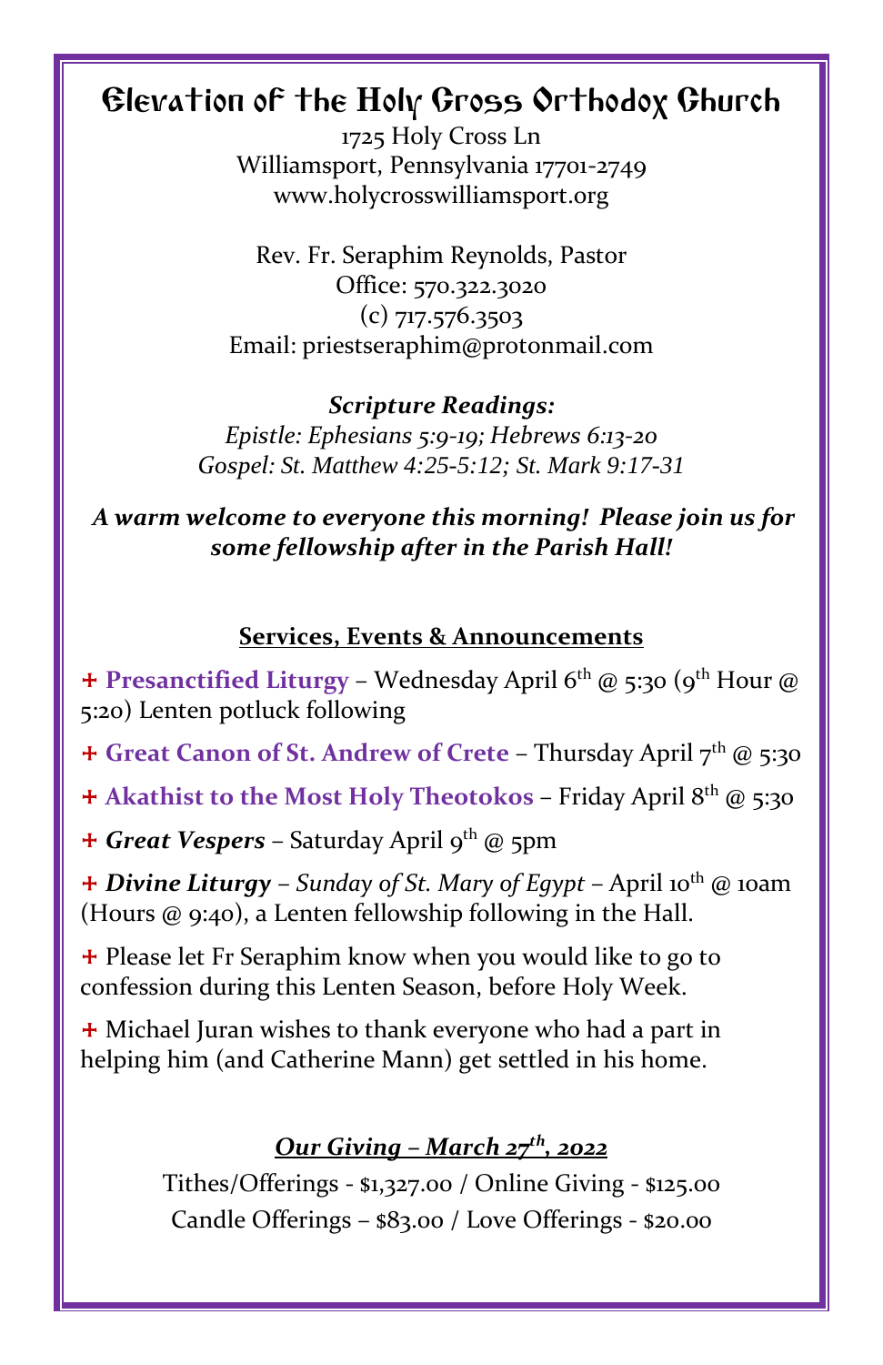# Elevation of the Holy Cross Orthodox Church

1725 Holy Cross Ln
Williamsport, Pennsylvania 17701-2749
www.holycrosswilliamsport.org

Rev. Fr. Seraphim Reynolds, Pastor
Office: 570.322.3020
(c) 717.576.3503
Email: priestseraphim@protonmail.com

***Scripture Readings:***
*Epistle: Ephesians 5:9-19; Hebrews 6:13-20*
*Gospel: St. Matthew 4:25-5:12; St. Mark 9:17-31*

***A warm welcome to everyone this morning! Please join us for some fellowship after in the Parish Hall!***

## Services, Events & Announcements

+ **Presanctified Liturgy** – Wednesday April 6th @ 5:30 (9th Hour @ 5:20) Lenten potluck following

+ **Great Canon of St. Andrew of Crete** – Thursday April 7th @ 5:30

+ **Akathist to the Most Holy Theotokos** – Friday April 8th @ 5:30

+ ***Great Vespers*** – Saturday April 9th @ 5pm

+ ***Divine Liturgy*** – *Sunday of St. Mary of Egypt* – April 10th @ 10am (Hours @ 9:40), a Lenten fellowship following in the Hall.

+ Please let Fr Seraphim know when you would like to go to confession during this Lenten Season, before Holy Week.

+ Michael Juran wishes to thank everyone who had a part in helping him (and Catherine Mann) get settled in his home.

## *Our Giving – March 27th, 2022*

Tithes/Offerings - $1,327.00 / Online Giving - $125.00
Candle Offerings – $83.00 / Love Offerings - $20.00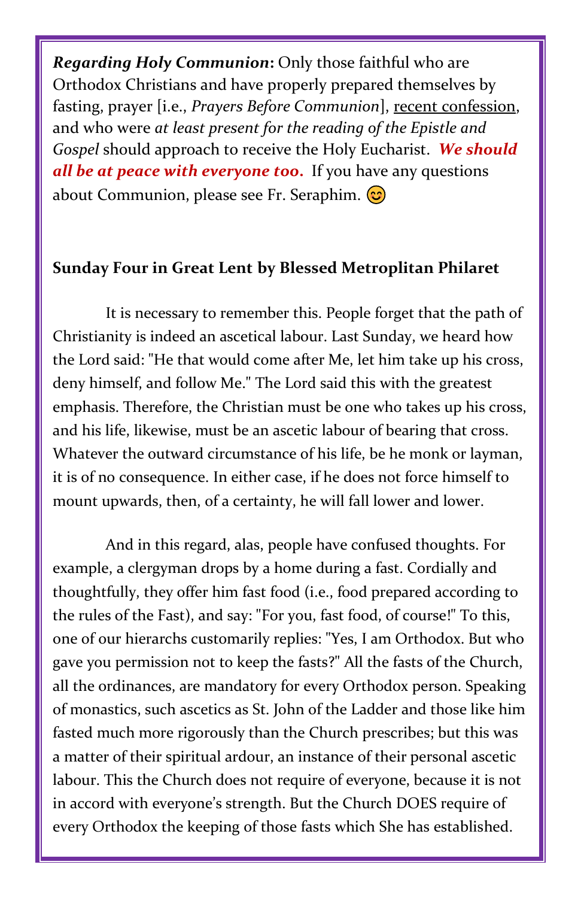***Regarding Holy Communion*:** Only those faithful who are Orthodox Christians and have properly prepared themselves by fasting, prayer [i.e., *Prayers Before Communion*], recent confession, and who were *at least present for the reading of the Epistle and Gospel* should approach to receive the Holy Eucharist. ***We should all be at peace with everyone too.*** If you have any questions about Communion, please see Fr. Seraphim. 😊

**Sunday Four in Great Lent by Blessed Metroplitan Philaret**

It is necessary to remember this. People forget that the path of Christianity is indeed an ascetical labour. Last Sunday, we heard how the Lord said: "He that would come after Me, let him take up his cross, deny himself, and follow Me." The Lord said this with the greatest emphasis. Therefore, the Christian must be one who takes up his cross, and his life, likewise, must be an ascetic labour of bearing that cross. Whatever the outward circumstance of his life, be he monk or layman, it is of no consequence. In either case, if he does not force himself to mount upwards, then, of a certainty, he will fall lower and lower.

And in this regard, alas, people have confused thoughts. For example, a clergyman drops by a home during a fast. Cordially and thoughtfully, they offer him fast food (i.e., food prepared according to the rules of the Fast), and say: "For you, fast food, of course!" To this, one of our hierarchs customarily replies: "Yes, I am Orthodox. But who gave you permission not to keep the fasts?" All the fasts of the Church, all the ordinances, are mandatory for every Orthodox person. Speaking of monastics, such ascetics as St. John of the Ladder and those like him fasted much more rigorously than the Church prescribes; but this was a matter of their spiritual ardour, an instance of their personal ascetic labour. This the Church does not require of everyone, because it is not in accord with everyone's strength. But the Church DOES require of every Orthodox the keeping of those fasts which She has established.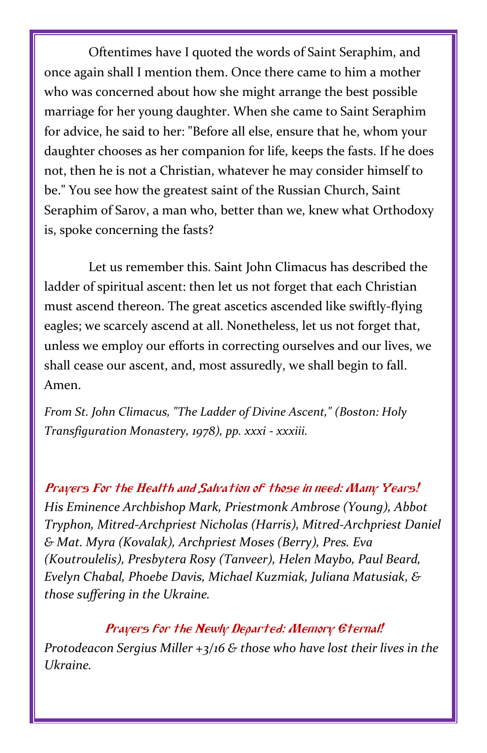Oftentimes have I quoted the words of Saint Seraphim, and once again shall I mention them. Once there came to him a mother who was concerned about how she might arrange the best possible marriage for her young daughter. When she came to Saint Seraphim for advice, he said to her: "Before all else, ensure that he, whom your daughter chooses as her companion for life, keeps the fasts. If he does not, then he is not a Christian, whatever he may consider himself to be." You see how the greatest saint of the Russian Church, Saint Seraphim of Sarov, a man who, better than we, knew what Orthodoxy is, spoke concerning the fasts?

Let us remember this. Saint John Climacus has described the ladder of spiritual ascent: then let us not forget that each Christian must ascend thereon. The great ascetics ascended like swiftly-flying eagles; we scarcely ascend at all. Nonetheless, let us not forget that, unless we employ our efforts in correcting ourselves and our lives, we shall cease our ascent, and, most assuredly, we shall begin to fall. Amen.

*From St. John Climacus, "The Ladder of Divine Ascent," (Boston: Holy Transfiguration Monastery, 1978), pp. xxxi - xxxiii.*

**Prayers For the Health and Salvation of those in need: Many Years!**
*His Eminence Archbishop Mark, Priestmonk Ambrose (Young), Abbot Tryphon, Mitred-Archpriest Nicholas (Harris), Mitred-Archpriest Daniel & Mat. Myra (Kovalak), Archpriest Moses (Berry), Pres. Eva (Koutroulelis), Presbytera Rosy (Tanveer), Helen Maybo, Paul Beard, Evelyn Chabal, Phoebe Davis, Michael Kuzmiak, Juliana Matusiak, & those suffering in the Ukraine.*

**Prayers for the Newly Departed: Memory Eternal!**
*Protodeacon Sergius Miller +3/16 & those who have lost their lives in the Ukraine.*